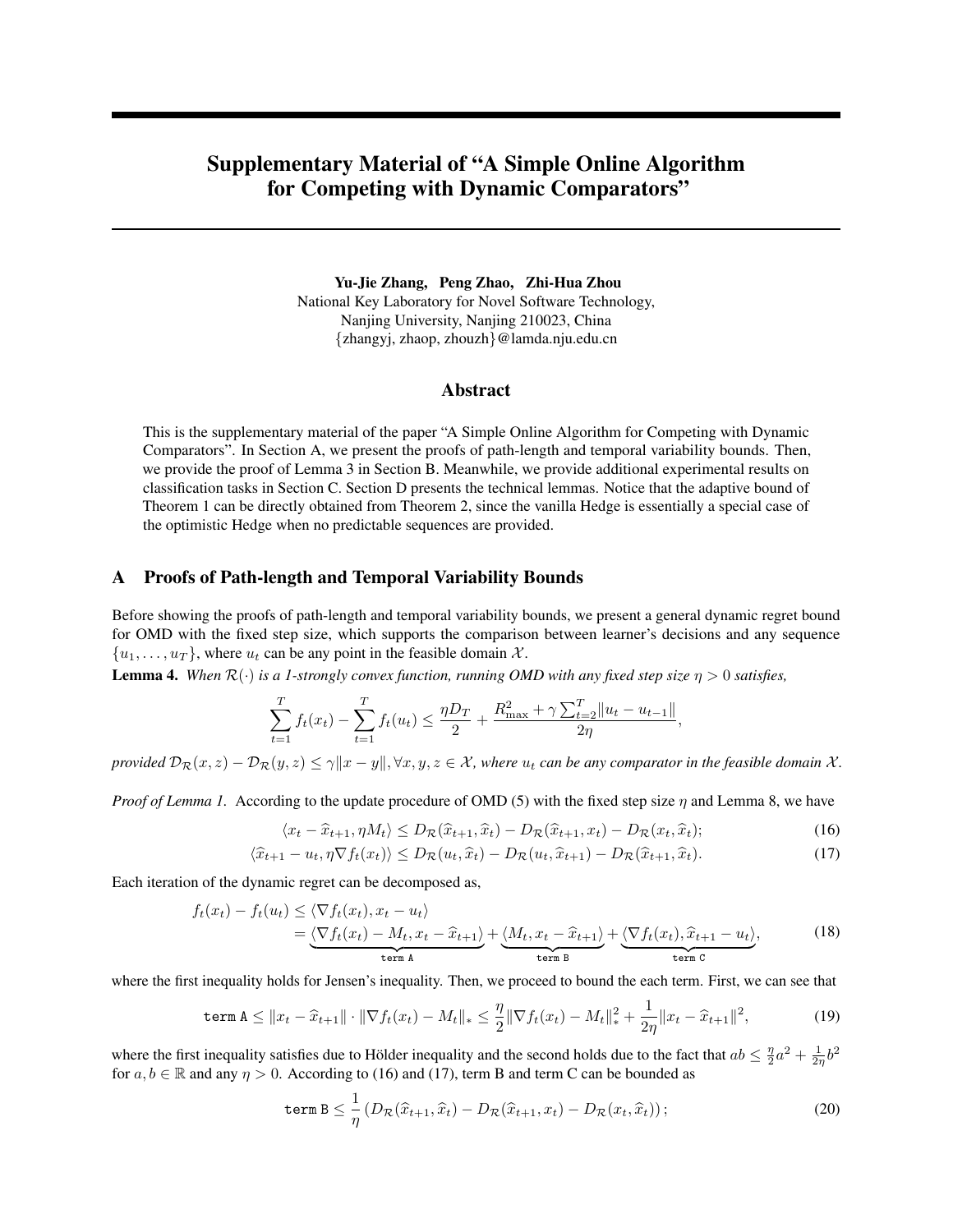# Supplementary Material of "A Simple Online Algorithm for Competing with Dynamic Comparators"

**Yu-Jie Zhang, Peng Zhao, Zhi-Hua Zhou**
National Key Laboratory for Novel Software Technology,
Nanjing University, Nanjing 210023, China
{zhangyj, zhaop, zhouzh}@lamda.nju.edu.cn

## Abstract

This is the supplementary material of the paper "A Simple Online Algorithm for Competing with Dynamic Comparators". In Section A, we present the proofs of path-length and temporal variability bounds. Then, we provide the proof of Lemma 3 in Section B. Meanwhile, we provide additional experimental results on classification tasks in Section C. Section D presents the technical lemmas. Notice that the adaptive bound of Theorem 1 can be directly obtained from Theorem 2, since the vanilla Hedge is essentially a special case of the optimistic Hedge when no predictable sequences are provided.

## A Proofs of Path-length and Temporal Variability Bounds

Before showing the proofs of path-length and temporal variability bounds, we present a general dynamic regret bound for OMD with the fixed step size, which supports the comparison between learner's decisions and any sequence $\{u_1, \ldots, u_T\}$, where $u_t$ can be any point in the feasible domain $\mathcal{X}$.

**Lemma 4.** *When $\mathcal{R}(\cdot)$ is a 1-strongly convex function, running OMD with any fixed step size $\eta > 0$ satisfies,*

$$\sum_{t=1}^{T} f_t(x_t) - \sum_{t=1}^{T} f_t(u_t) \leq \frac{\eta D_T}{2} + \frac{R_{\max}^2 + \gamma \sum_{t=2}^{T} \|u_t - u_{t-1}\|}{2\eta},$$

*provided $\mathcal{D}_{\mathcal{R}}(x, z) - \mathcal{D}_{\mathcal{R}}(y, z) \leq \gamma \|x - y\|, \forall x, y, z \in \mathcal{X}$, where $u_t$ can be any comparator in the feasible domain $\mathcal{X}$.*

*Proof of Lemma 1.* According to the update procedure of OMD (5) with the fixed step size $\eta$ and Lemma 8, we have

$$\langle x_t - \widehat{x}_{t+1}, \eta M_t \rangle \leq D_{\mathcal{R}}(\widehat{x}_{t+1}, \widehat{x}_t) - D_{\mathcal{R}}(\widehat{x}_{t+1}, x_t) - D_{\mathcal{R}}(x_t, \widehat{x}_t); \tag{16}$$

$$\langle \widehat{x}_{t+1} - u_t, \eta \nabla f_t(x_t) \rangle \leq D_{\mathcal{R}}(u_t, \widehat{x}_t) - D_{\mathcal{R}}(u_t, \widehat{x}_{t+1}) - D_{\mathcal{R}}(\widehat{x}_{t+1}, \widehat{x}_t). \tag{17}$$

Each iteration of the dynamic regret can be decomposed as,

$$\begin{aligned} f_t(x_t) - f_t(u_t) &\leq \langle \nabla f_t(x_t), x_t - u_t \rangle \\ &= \underbrace{\langle \nabla f_t(x_t) - M_t, x_t - \widehat{x}_{t+1} \rangle}_{\texttt{term A}} + \underbrace{\langle M_t, x_t - \widehat{x}_{t+1} \rangle}_{\texttt{term B}} + \underbrace{\langle \nabla f_t(x_t), \widehat{x}_{t+1} - u_t \rangle}_{\texttt{term C}}, \end{aligned} \tag{18}$$

where the first inequality holds for Jensen's inequality. Then, we proceed to bound the each term. First, we can see that

$$\texttt{term A} \leq \|x_t - \widehat{x}_{t+1}\| \cdot \|\nabla f_t(x_t) - M_t\|_* \leq \frac{\eta}{2} \|\nabla f_t(x_t) - M_t\|_*^2 + \frac{1}{2\eta} \|x_t - \widehat{x}_{t+1}\|^2, \tag{19}$$

where the first inequality satisfies due to Hölder inequality and the second holds due to the fact that $ab \leq \frac{\eta}{2} a^2 + \frac{1}{2\eta} b^2$ for $a, b \in \mathbb{R}$ and any $\eta > 0$. According to (16) and (17), term B and term C can be bounded as

$$\texttt{term B} \leq \frac{1}{\eta} \left( D_{\mathcal{R}}(\widehat{x}_{t+1}, \widehat{x}_t) - D_{\mathcal{R}}(\widehat{x}_{t+1}, x_t) - D_{\mathcal{R}}(x_t, \widehat{x}_t) \right); \tag{20}$$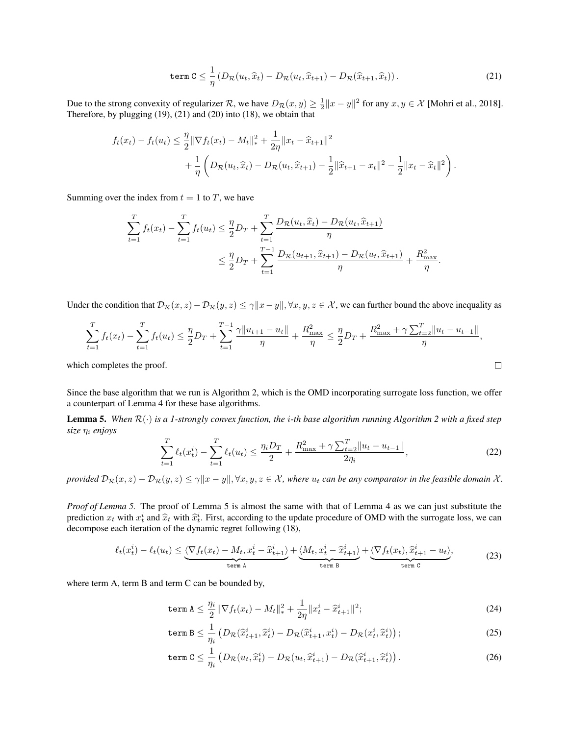$$\texttt{term C} \leq \frac{1}{\eta}\left(D_{\mathcal{R}}(u_t, \widehat{x}_t) - D_{\mathcal{R}}(u_t, \widehat{x}_{t+1}) - D_{\mathcal{R}}(\widehat{x}_{t+1}, \widehat{x}_t)\right). \tag{21}$$

Due to the strong convexity of regularizer $\mathcal{R}$, we have $D_{\mathcal{R}}(x, y) \geq \frac{1}{2}\|x - y\|^2$ for any $x, y \in \mathcal{X}$ [Mohri et al., 2018]. Therefore, by plugging (19), (21) and (20) into (18), we obtain that

$$\begin{aligned}
f_t(x_t) - f_t(u_t) \leq & \frac{\eta}{2}\|\nabla f_t(x_t) - M_t\|_*^2 + \frac{1}{2\eta}\|x_t - \widehat{x}_{t+1}\|^2 \\
& + \frac{1}{\eta}\left(D_{\mathcal{R}}(u_t, \widehat{x}_t) - D_{\mathcal{R}}(u_t, \widehat{x}_{t+1}) - \frac{1}{2}\|\widehat{x}_{t+1} - x_t\|^2 - \frac{1}{2}\|x_t - \widehat{x}_t\|^2\right).
\end{aligned}$$

Summing over the index from $t = 1$ to $T$, we have

$$\begin{aligned}
\sum_{t=1}^{T} f_t(x_t) - \sum_{t=1}^{T} f_t(u_t) & \leq \frac{\eta}{2} D_T + \sum_{t=1}^{T} \frac{D_{\mathcal{R}}(u_t, \widehat{x}_t) - D_{\mathcal{R}}(u_t, \widehat{x}_{t+1})}{\eta} \\
& \leq \frac{\eta}{2} D_T + \sum_{t=1}^{T-1} \frac{D_{\mathcal{R}}(u_{t+1}, \widehat{x}_{t+1}) - D_{\mathcal{R}}(u_t, \widehat{x}_{t+1})}{\eta} + \frac{R_{\max}^2}{\eta}.
\end{aligned}$$

Under the condition that $\mathcal{D}_{\mathcal{R}}(x, z) - \mathcal{D}_{\mathcal{R}}(y, z) \leq \gamma\|x - y\|, \forall x, y, z \in \mathcal{X}$, we can further bound the above inequality as

$$\sum_{t=1}^{T} f_t(x_t) - \sum_{t=1}^{T} f_t(u_t) \leq \frac{\eta}{2} D_T + \sum_{t=1}^{T-1} \frac{\gamma\|u_{t+1} - u_t\|}{\eta} + \frac{R_{\max}^2}{\eta} \leq \frac{\eta}{2} D_T + \frac{R_{\max}^2 + \gamma\sum_{t=2}^{T}\|u_t - u_{t-1}\|}{\eta},$$

which completes the proof. $\square$

Since the base algorithm that we run is Algorithm 2, which is the OMD incorporating surrogate loss function, we offer a counterpart of Lemma 4 for these base algorithms.

**Lemma 5.** *When $\mathcal{R}(\cdot)$ is a 1-strongly convex function, the $i$-th base algorithm running Algorithm 2 with a fixed step size $\eta_i$ enjoys*

$$\sum_{t=1}^{T} \ell_t(x_t^i) - \sum_{t=1}^{T} \ell_t(u_t) \leq \frac{\eta_i D_T}{2} + \frac{R_{\max}^2 + \gamma\sum_{t=2}^{T}\|u_t - u_{t-1}\|}{2\eta_i}, \tag{22}$$

*provided $\mathcal{D}_{\mathcal{R}}(x, z) - \mathcal{D}_{\mathcal{R}}(y, z) \leq \gamma\|x - y\|, \forall x, y, z \in \mathcal{X}$, where $u_t$ can be any comparator in the feasible domain $\mathcal{X}$.*

*Proof of Lemma 5.* The proof of Lemma 5 is almost the same with that of Lemma 4 as we can just substitute the prediction $x_t$ with $x_t^i$ and $\widehat{x}_t$ with $\widehat{x}_t^i$. First, according to the update procedure of OMD with the surrogate loss, we can decompose each iteration of the dynamic regret following (18),

$$\ell_t(x_t^i) - \ell_t(u_t) \leq \underbrace{\langle \nabla f_t(x_t) - M_t, x_t^i - \widehat{x}_{t+1}^i \rangle}_{\texttt{term A}} + \underbrace{\langle M_t, x_t^i - \widehat{x}_{t+1}^i \rangle}_{\texttt{term B}} + \underbrace{\langle \nabla f_t(x_t), \widehat{x}_{t+1}^i - u_t \rangle}_{\texttt{term C}}, \tag{23}$$

where term A, term B and term C can be bounded by,

$$\texttt{term A} \leq \frac{\eta_i}{2}\|\nabla f_t(x_t) - M_t\|_*^2 + \frac{1}{2\eta}\|x_t^i - \widehat{x}_{t+1}^i\|^2; \tag{24}$$

$$\texttt{term B} \leq \frac{1}{\eta_i}\left(D_{\mathcal{R}}(\widehat{x}_{t+1}^i, \widehat{x}_t^i) - D_{\mathcal{R}}(\widehat{x}_{t+1}^i, x_t^i) - D_{\mathcal{R}}(x_t^i, \widehat{x}_t^i)\right); \tag{25}$$

$$\texttt{term C} \leq \frac{1}{\eta_i}\left(D_{\mathcal{R}}(u_t, \widehat{x}_t^i) - D_{\mathcal{R}}(u_t, \widehat{x}_{t+1}^i) - D_{\mathcal{R}}(\widehat{x}_{t+1}^i, \widehat{x}_t^i)\right). \tag{26}$$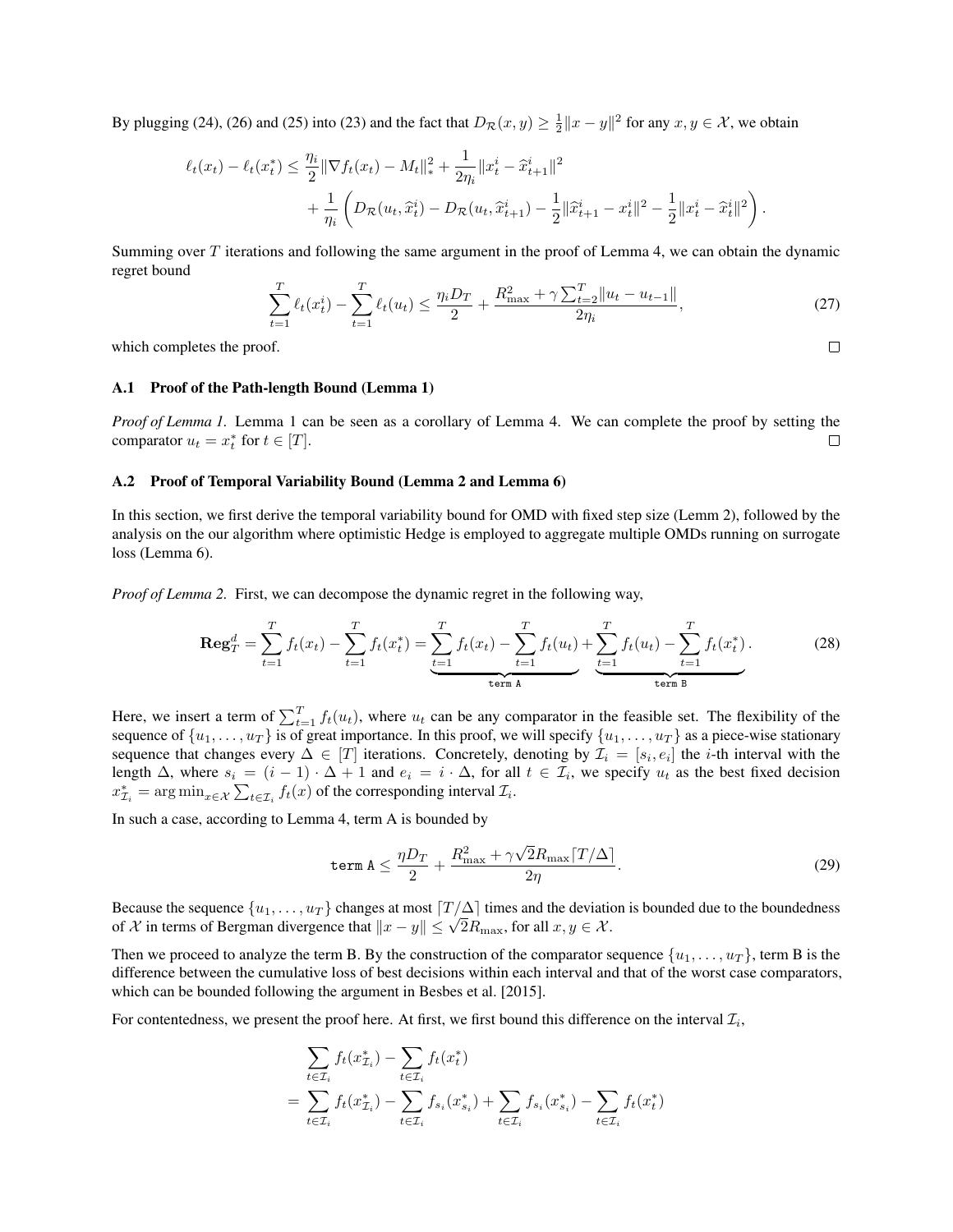By plugging (24), (26) and (25) into (23) and the fact that $D_{\mathcal{R}}(x, y) \geq \frac{1}{2}\|x - y\|^2$ for any $x, y \in \mathcal{X}$, we obtain

$$
\begin{aligned}
\ell_t(x_t) - \ell_t(x_t^*) \leq &\frac{\eta_i}{2}\|\nabla f_t(x_t) - M_t\|_*^2 + \frac{1}{2\eta_i}\|x_t^i - \widehat{x}_{t+1}^i\|^2 \\
&+ \frac{1}{\eta_i}\left(D_{\mathcal{R}}(u_t, \widehat{x}_t^i) - D_{\mathcal{R}}(u_t, \widehat{x}_{t+1}^i) - \frac{1}{2}\|\widehat{x}_{t+1}^i - x_t^i\|^2 - \frac{1}{2}\|x_t^i - \widehat{x}_t^i\|^2\right).
\end{aligned}
$$

Summing over $T$ iterations and following the same argument in the proof of Lemma 4, we can obtain the dynamic regret bound

$$
\sum_{t=1}^{T} \ell_t(x_t^i) - \sum_{t=1}^{T} \ell_t(u_t) \leq \frac{\eta_i D_T}{2} + \frac{R_{\max}^2 + \gamma \sum_{t=2}^{T}\|u_t - u_{t-1}\|}{2\eta_i}, \tag{27}
$$

which completes the proof. $\square$

### A.1 Proof of the Path-length Bound (Lemma 1)

*Proof of Lemma 1.* Lemma 1 can be seen as a corollary of Lemma 4. We can complete the proof by setting the comparator $u_t = x_t^*$ for $t \in [T]$. $\square$

### A.2 Proof of Temporal Variability Bound (Lemma 2 and Lemma 6)

In this section, we first derive the temporal variability bound for OMD with fixed step size (Lemm 2), followed by the analysis on the our algorithm where optimistic Hedge is employed to aggregate multiple OMDs running on surrogate loss (Lemma 6).

*Proof of Lemma 2.* First, we can decompose the dynamic regret in the following way,

$$
\mathbf{Reg}_T^d = \sum_{t=1}^{T} f_t(x_t) - \sum_{t=1}^{T} f_t(x_t^*) = \underbrace{\sum_{t=1}^{T} f_t(x_t) - \sum_{t=1}^{T} f_t(u_t)}_{\texttt{term A}} + \underbrace{\sum_{t=1}^{T} f_t(u_t) - \sum_{t=1}^{T} f_t(x_t^*)}_{\texttt{term B}}. \tag{28}
$$

Here, we insert a term of $\sum_{t=1}^{T} f_t(u_t)$, where $u_t$ can be any comparator in the feasible set. The flexibility of the sequence of $\{u_1, \ldots, u_T\}$ is of great importance. In this proof, we will specify $\{u_1, \ldots, u_T\}$ as a piece-wise stationary sequence that changes every $\Delta \in [T]$ iterations. Concretely, denoting by $\mathcal{I}_i = [s_i, e_i]$ the $i$-th interval with the length $\Delta$, where $s_i = (i-1) \cdot \Delta + 1$ and $e_i = i \cdot \Delta$, for all $t \in \mathcal{I}_i$, we specify $u_t$ as the best fixed decision $x_{\mathcal{I}_i}^* = \arg\min_{x \in \mathcal{X}} \sum_{t \in \mathcal{I}_i} f_t(x)$ of the corresponding interval $\mathcal{I}_i$.

In such a case, according to Lemma 4, term A is bounded by

$$
\texttt{term A} \leq \frac{\eta D_T}{2} + \frac{R_{\max}^2 + \gamma\sqrt{2}R_{\max}\lceil T/\Delta \rceil}{2\eta}. \tag{29}
$$

Because the sequence $\{u_1, \ldots, u_T\}$ changes at most $\lceil T/\Delta \rceil$ times and the deviation is bounded due to the boundedness of $\mathcal{X}$ in terms of Bergman divergence that $\|x - y\| \leq \sqrt{2}R_{\max}$, for all $x, y \in \mathcal{X}$.

Then we proceed to analyze the term B. By the construction of the comparator sequence $\{u_1, \ldots, u_T\}$, term B is the difference between the cumulative loss of best decisions within each interval and that of the worst case comparators, which can be bounded following the argument in Besbes et al. [2015].

For contentedness, we present the proof here. At first, we first bound this difference on the interval $\mathcal{I}_i$,

$$
\begin{aligned}
&\sum_{t \in \mathcal{I}_i} f_t(x_{\mathcal{I}_i}^*) - \sum_{t \in \mathcal{I}_i} f_t(x_t^*) \\
= &\sum_{t \in \mathcal{I}_i} f_t(x_{\mathcal{I}_i}^*) - \sum_{t \in \mathcal{I}_i} f_{s_i}(x_{s_i}^*) + \sum_{t \in \mathcal{I}_i} f_{s_i}(x_{s_i}^*) - \sum_{t \in \mathcal{I}_i} f_t(x_t^*)
\end{aligned}
$$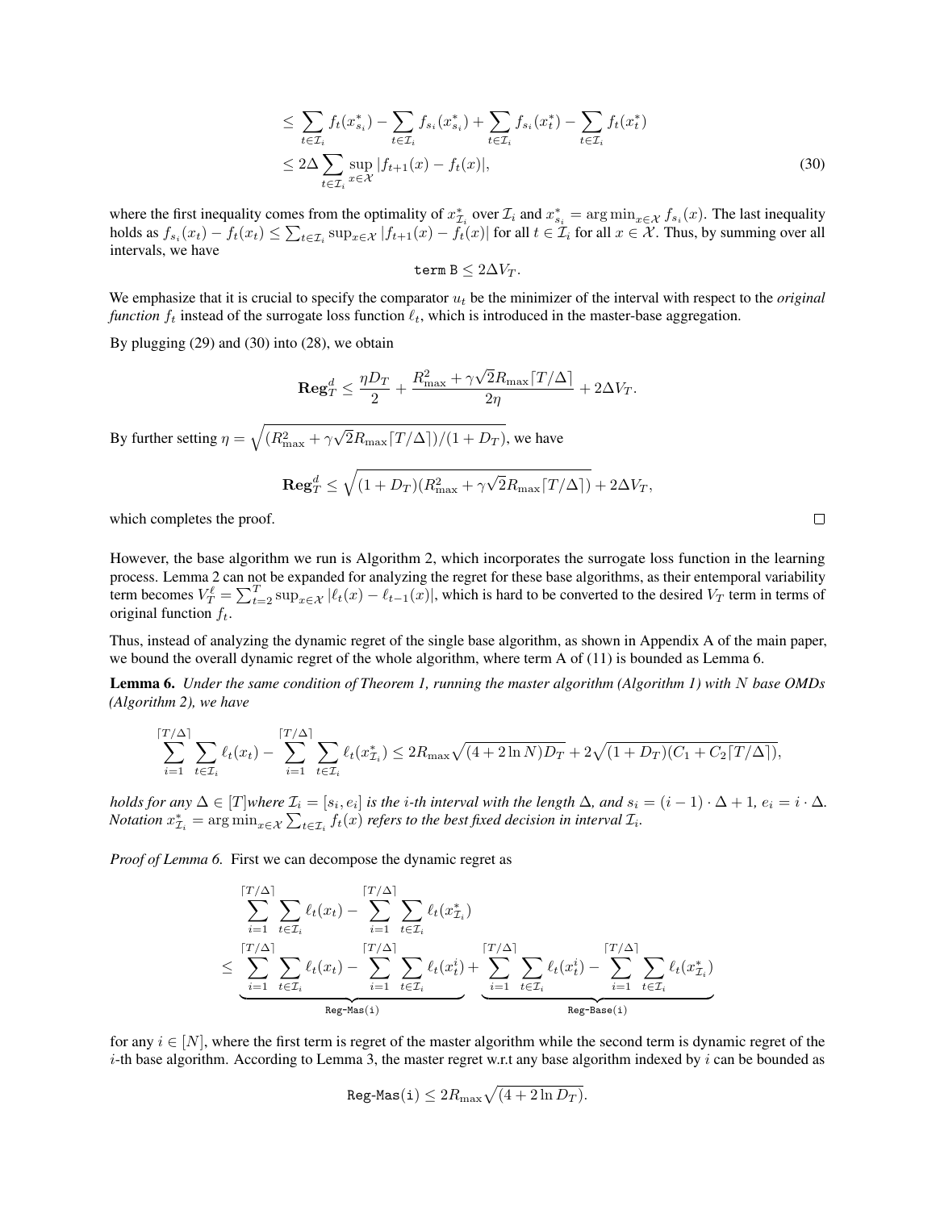$$
\begin{aligned}
&\leq \sum_{t\in\mathcal{I}_i} f_t(x^*_{s_i}) - \sum_{t\in\mathcal{I}_i} f_{s_i}(x^*_{s_i}) + \sum_{t\in\mathcal{I}_i} f_{s_i}(x^*_t) - \sum_{t\in\mathcal{I}_i} f_t(x^*_t) \\
&\leq 2\Delta \sum_{t\in\mathcal{I}_i} \sup_{x\in\mathcal{X}} |f_{t+1}(x) - f_t(x)|,
\end{aligned} \tag{30}
$$

where the first inequality comes from the optimality of $x^*_{\mathcal{I}_i}$ over $\mathcal{I}_i$ and $x^*_{s_i} = \arg\min_{x\in\mathcal{X}} f_{s_i}(x)$. The last inequality holds as $f_{s_i}(x_t) - f_t(x_t) \leq \sum_{t\in\mathcal{I}_i} \sup_{x\in\mathcal{X}} |f_{t+1}(x) - f_t(x)|$ for all $t \in \mathcal{I}_i$ for all $x \in \mathcal{X}$. Thus, by summing over all intervals, we have

$$
\texttt{term B} \leq 2\Delta V_T.
$$

We emphasize that it is crucial to specify the comparator $u_t$ be the minimizer of the interval with respect to the *original function* $f_t$ instead of the surrogate loss function $\ell_t$, which is introduced in the master-base aggregation.

By plugging (29) and (30) into (28), we obtain

$$
\mathbf{Reg}^d_T \leq \frac{\eta D_T}{2} + \frac{R^2_{\max} + \gamma\sqrt{2}R_{\max}\lceil T/\Delta\rceil}{2\eta} + 2\Delta V_T.
$$

By further setting $\eta = \sqrt{(R^2_{\max} + \gamma\sqrt{2}R_{\max}\lceil T/\Delta\rceil)/(1 + D_T)}$, we have

$$
\mathbf{Reg}^d_T \leq \sqrt{(1 + D_T)(R^2_{\max} + \gamma\sqrt{2}R_{\max}\lceil T/\Delta\rceil)} + 2\Delta V_T,
$$

which completes the proof. $\square$

However, the base algorithm we run is Algorithm 2, which incorporates the surrogate loss function in the learning process. Lemma 2 can not be expanded for analyzing the regret for these base algorithms, as their entemporal variability term becomes $V^\ell_T = \sum_{t=2}^T \sup_{x\in\mathcal{X}} |\ell_t(x) - \ell_{t-1}(x)|$, which is hard to be converted to the desired $V_T$ term in terms of original function $f_t$.

Thus, instead of analyzing the dynamic regret of the single base algorithm, as shown in Appendix A of the main paper, we bound the overall dynamic regret of the whole algorithm, where term A of (11) is bounded as Lemma 6.

**Lemma 6.** *Under the same condition of Theorem 1, running the master algorithm (Algorithm 1) with $N$ base OMDs (Algorithm 2), we have*

$$
\sum_{i=1}^{\lceil T/\Delta\rceil} \sum_{t\in\mathcal{I}_i} \ell_t(x_t) - \sum_{i=1}^{\lceil T/\Delta\rceil} \sum_{t\in\mathcal{I}_i} \ell_t(x^*_{\mathcal{I}_i}) \leq 2R_{\max}\sqrt{(4 + 2\ln N)D_T} + 2\sqrt{(1 + D_T)(C_1 + C_2\lceil T/\Delta\rceil)},
$$

*holds for any $\Delta \in [T]$where $\mathcal{I}_i = [s_i, e_i]$ is the $i$-th interval with the length $\Delta$, and $s_i = (i-1)\cdot\Delta + 1$, $e_i = i\cdot\Delta$. Notation $x^*_{\mathcal{I}_i} = \arg\min_{x\in\mathcal{X}} \sum_{t\in\mathcal{I}_i} f_t(x)$ refers to the best fixed decision in interval $\mathcal{I}_i$.*

*Proof of Lemma 6.* First we can decompose the dynamic regret as

$$
\begin{aligned}
&\sum_{i=1}^{\lceil T/\Delta\rceil} \sum_{t\in\mathcal{I}_i} \ell_t(x_t) - \sum_{i=1}^{\lceil T/\Delta\rceil} \sum_{t\in\mathcal{I}_i} \ell_t(x^*_{\mathcal{I}_i}) \\
\leq\ & \underbrace{\sum_{i=1}^{\lceil T/\Delta\rceil} \sum_{t\in\mathcal{I}_i} \ell_t(x_t) - \sum_{i=1}^{\lceil T/\Delta\rceil} \sum_{t\in\mathcal{I}_i} \ell_t(x^i_t)}_{\texttt{Reg-Mas(i)}} + \underbrace{\sum_{i=1}^{\lceil T/\Delta\rceil} \sum_{t\in\mathcal{I}_i} \ell_t(x^i_t) - \sum_{i=1}^{\lceil T/\Delta\rceil} \sum_{t\in\mathcal{I}_i} \ell_t(x^*_{\mathcal{I}_i})}_{\texttt{Reg-Base(i)}}
\end{aligned}
$$

for any $i \in [N]$, where the first term is regret of the master algorithm while the second term is dynamic regret of the $i$-th base algorithm. According to Lemma 3, the master regret w.r.t any base algorithm indexed by $i$ can be bounded as

$$
\texttt{Reg-Mas(i)} \leq 2R_{\max}\sqrt{(4 + 2\ln D_T)}.
$$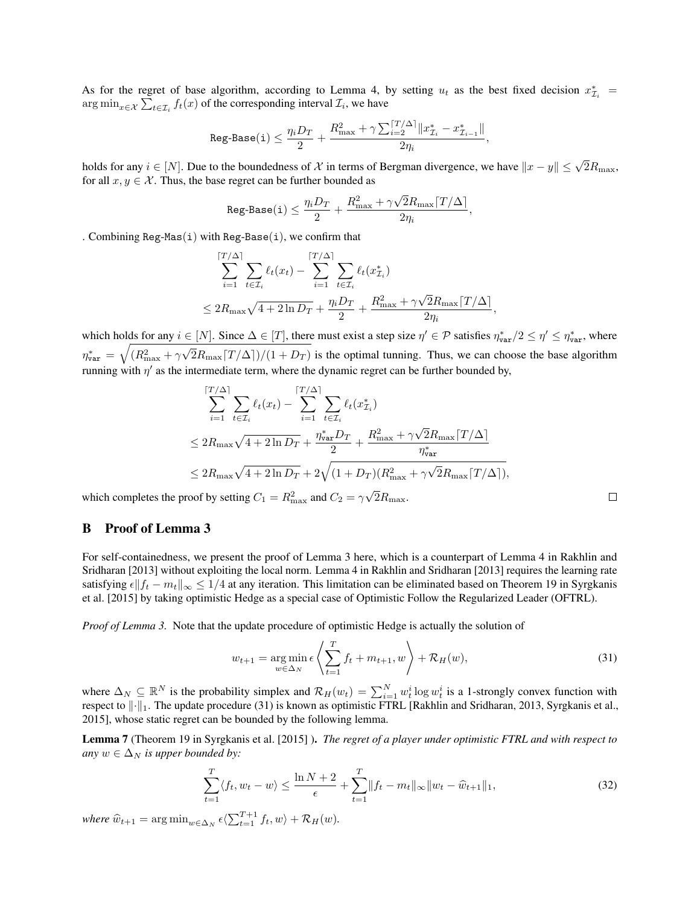As for the regret of base algorithm, according to Lemma 4, by setting $u_t$ as the best fixed decision $x^*_{\mathcal{I}_i} = \arg\min_{x\in\mathcal{X}} \sum_{t\in\mathcal{I}_i} f_t(x)$ of the corresponding interval $\mathcal{I}_i$, we have

$$\texttt{Reg-Base(i)} \leq \frac{\eta_i D_T}{2} + \frac{R_{\max}^2 + \gamma \sum_{i=2}^{\lceil T/\Delta \rceil} \|x^*_{\mathcal{I}_i} - x^*_{\mathcal{I}_{i-1}}\|}{2\eta_i},$$

holds for any $i \in [N]$. Due to the boundedness of $\mathcal{X}$ in terms of Bergman divergence, we have $\|x - y\| \leq \sqrt{2}R_{\max}$, for all $x, y \in \mathcal{X}$. Thus, the base regret can be further bounded as

$$\texttt{Reg-Base(i)} \leq \frac{\eta_i D_T}{2} + \frac{R_{\max}^2 + \gamma\sqrt{2}R_{\max}\lceil T/\Delta \rceil}{2\eta_i},$$

. Combining $\texttt{Reg-Mas(i)}$ with $\texttt{Reg-Base(i)}$, we confirm that

$$\begin{aligned}
&\sum_{i=1}^{\lceil T/\Delta \rceil} \sum_{t\in\mathcal{I}_i} \ell_t(x_t) - \sum_{i=1}^{\lceil T/\Delta \rceil} \sum_{t\in\mathcal{I}_i} \ell_t(x^*_{\mathcal{I}_i}) \\
&\leq 2R_{\max}\sqrt{4 + 2\ln D_T} + \frac{\eta_i D_T}{2} + \frac{R_{\max}^2 + \gamma\sqrt{2}R_{\max}\lceil T/\Delta \rceil}{2\eta_i},
\end{aligned}$$

which holds for any $i \in [N]$. Since $\Delta \in [T]$, there must exist a step size $\eta' \in \mathcal{P}$ satisfies $\eta^*_{\texttt{var}}/2 \leq \eta' \leq \eta^*_{\texttt{var}}$, where $\eta^*_{\texttt{var}} = \sqrt{(R_{\max}^2 + \gamma\sqrt{2}R_{\max}\lceil T/\Delta \rceil)/(1 + D_T)}$ is the optimal tunning. Thus, we can choose the base algorithm running with $\eta'$ as the intermediate term, where the dynamic regret can be further bounded by,

$$\begin{aligned}
&\sum_{i=1}^{\lceil T/\Delta \rceil} \sum_{t\in\mathcal{I}_i} \ell_t(x_t) - \sum_{i=1}^{\lceil T/\Delta \rceil} \sum_{t\in\mathcal{I}_i} \ell_t(x^*_{\mathcal{I}_i}) \\
&\leq 2R_{\max}\sqrt{4 + 2\ln D_T} + \frac{\eta^*_{\texttt{var}} D_T}{2} + \frac{R_{\max}^2 + \gamma\sqrt{2}R_{\max}\lceil T/\Delta \rceil}{\eta^*_{\texttt{var}}} \\
&\leq 2R_{\max}\sqrt{4 + 2\ln D_T} + 2\sqrt{(1 + D_T)(R_{\max}^2 + \gamma\sqrt{2}R_{\max}\lceil T/\Delta \rceil)},
\end{aligned}$$

which completes the proof by setting $C_1 = R_{\max}^2$ and $C_2 = \gamma\sqrt{2}R_{\max}$. □

## B Proof of Lemma 3

For self-containedness, we present the proof of Lemma 3 here, which is a counterpart of Lemma 4 in Rakhlin and Sridharan [2013] without exploiting the local norm. Lemma 4 in Rakhlin and Sridharan [2013] requires the learning rate satisfying $\epsilon\|f_t - m_t\|_\infty \leq 1/4$ at any iteration. This limitation can be eliminated based on Theorem 19 in Syrgkanis et al. [2015] by taking optimistic Hedge as a special case of Optimistic Follow the Regularized Leader (OFTRL).

*Proof of Lemma 3.* Note that the update procedure of optimistic Hedge is actually the solution of

$$w_{t+1} = \arg\min_{w\in\Delta_N} \epsilon \left\langle \sum_{t=1}^{T} f_t + m_{t+1}, w \right\rangle + \mathcal{R}_H(w), \tag{31}$$

where $\Delta_N \subseteq \mathbb{R}^N$ is the probability simplex and $\mathcal{R}_H(w_t) = \sum_{i=1}^N w_t^i \log w_t^i$ is a 1-strongly convex function with respect to $\|\cdot\|_1$. The update procedure (31) is known as optimistic FTRL [Rakhlin and Sridharan, 2013, Syrgkanis et al., 2015], whose static regret can be bounded by the following lemma.

**Lemma 7** (Theorem 19 in Syrgkanis et al. [2015] ). *The regret of a player under optimistic FTRL and with respect to any $w \in \Delta_N$ is upper bounded by:*

$$\sum_{t=1}^{T} \langle f_t, w_t - w \rangle \leq \frac{\ln N + 2}{\epsilon} + \sum_{t=1}^{T} \|f_t - m_t\|_\infty \|w_t - \widehat{w}_{t+1}\|_1, \tag{32}$$

*where $\widehat{w}_{t+1} = \arg\min_{w\in\Delta_N} \epsilon\langle \sum_{t=1}^{T+1} f_t, w \rangle + \mathcal{R}_H(w)$.*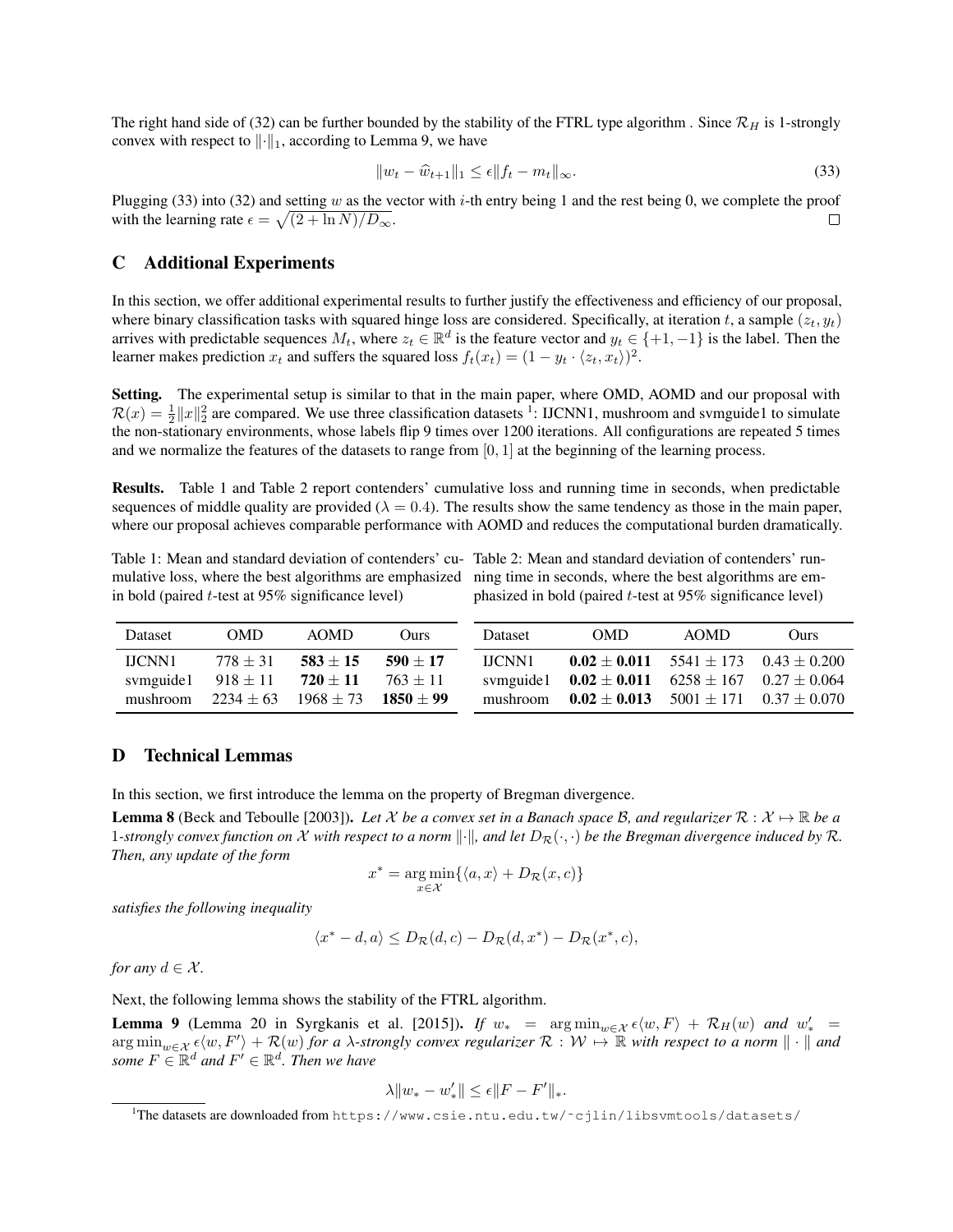The right hand side of (32) can be further bounded by the stability of the FTRL type algorithm . Since $\mathcal{R}_H$ is 1-strongly convex with respect to $\|\cdot\|_1$, according to Lemma 9, we have

$$\|w_t - \widehat{w}_{t+1}\|_1 \leq \epsilon \|f_t - m_t\|_\infty. \tag{33}$$

Plugging (33) into (32) and setting $w$ as the vector with $i$-th entry being 1 and the rest being 0, we complete the proof with the learning rate $\epsilon = \sqrt{(2 + \ln N)/D_\infty}$. □

## C Additional Experiments

In this section, we offer additional experimental results to further justify the effectiveness and efficiency of our proposal, where binary classification tasks with squared hinge loss are considered. Specifically, at iteration $t$, a sample $(z_t, y_t)$ arrives with predictable sequences $M_t$, where $z_t \in \mathbb{R}^d$ is the feature vector and $y_t \in \{+1, -1\}$ is the label. Then the learner makes prediction $x_t$ and suffers the squared loss $f_t(x_t) = (1 - y_t \cdot \langle z_t, x_t \rangle)^2$.

**Setting.** The experimental setup is similar to that in the main paper, where OMD, AOMD and our proposal with $\mathcal{R}(x) = \frac{1}{2}\|x\|_2^2$ are compared. We use three classification datasets [1]: IJCNN1, mushroom and svmguide1 to simulate the non-stationary environments, whose labels flip 9 times over 1200 iterations. All configurations are repeated 5 times and we normalize the features of the datasets to range from $[0, 1]$ at the beginning of the learning process.

**Results.** Table 1 and Table 2 report contenders' cumulative loss and running time in seconds, when predictable sequences of middle quality are provided ($\lambda = 0.4$). The results show the same tendency as those in the main paper, where our proposal achieves comparable performance with AOMD and reduces the computational burden dramatically.

Table 1: Mean and standard deviation of contenders' cumulative loss, where the best algorithms are emphasized in bold (paired $t$-test at 95% significance level)

| Dataset | OMD | AOMD | Ours |
|---|---|---|---|
| IJCNN1 | $778 \pm 31$ | $\mathbf{583 \pm 15}$ | $\mathbf{590 \pm 17}$ |
| svmguide1 | $918 \pm 11$ | $\mathbf{720 \pm 11}$ | $763 \pm 11$ |
| mushroom | $2234 \pm 63$ | $1968 \pm 73$ | $\mathbf{1850 \pm 99}$ |

Table 2: Mean and standard deviation of contenders' running time in seconds, where the best algorithms are emphasized in bold (paired $t$-test at 95% significance level)

| Dataset | OMD | AOMD | Ours |
|---|---|---|---|
| IJCNN1 | $\mathbf{0.02 \pm 0.011}$ | $5541 \pm 173$ | $0.43 \pm 0.200$ |
| svmguide1 | $\mathbf{0.02 \pm 0.011}$ | $6258 \pm 167$ | $0.27 \pm 0.064$ |
| mushroom | $\mathbf{0.02 \pm 0.013}$ | $5001 \pm 171$ | $0.37 \pm 0.070$ |

## D Technical Lemmas

In this section, we first introduce the lemma on the property of Bregman divergence.

**Lemma 8** (Beck and Teboulle [2003]). *Let $\mathcal{X}$ be a convex set in a Banach space $\mathcal{B}$, and regularizer $\mathcal{R} : \mathcal{X} \mapsto \mathbb{R}$ be a 1-strongly convex function on $\mathcal{X}$ with respect to a norm $\|\cdot\|$, and let $D_\mathcal{R}(\cdot,\cdot)$ be the Bregman divergence induced by $\mathcal{R}$. Then, any update of the form*

$$x^* = \operatorname*{arg\,min}_{x \in \mathcal{X}} \{\langle a, x \rangle + D_\mathcal{R}(x, c)\}$$

*satisfies the following inequality*

$$\langle x^* - d, a \rangle \leq D_\mathcal{R}(d, c) - D_\mathcal{R}(d, x^*) - D_\mathcal{R}(x^*, c),$$

*for any $d \in \mathcal{X}$.*

Next, the following lemma shows the stability of the FTRL algorithm.

**Lemma 9** (Lemma 20 in Syrgkanis et al. [2015]). *If $w_* = \arg\min_{w \in \mathcal{X}} \epsilon \langle w, F \rangle + \mathcal{R}_H(w)$ and $w'_* = \arg\min_{w \in \mathcal{X}} \epsilon \langle w, F' \rangle + \mathcal{R}(w)$ for a $\lambda$-strongly convex regularizer $\mathcal{R} : \mathcal{W} \mapsto \mathbb{R}$ with respect to a norm $\|\cdot\|$ and some $F \in \mathbb{R}^d$ and $F' \in \mathbb{R}^d$. Then we have*

$$\lambda \|w_* - w'_*\| \leq \epsilon \|F - F'\|_*.$$

[1] The datasets are downloaded from https://www.csie.ntu.edu.tw/~cjlin/libsvmtools/datasets/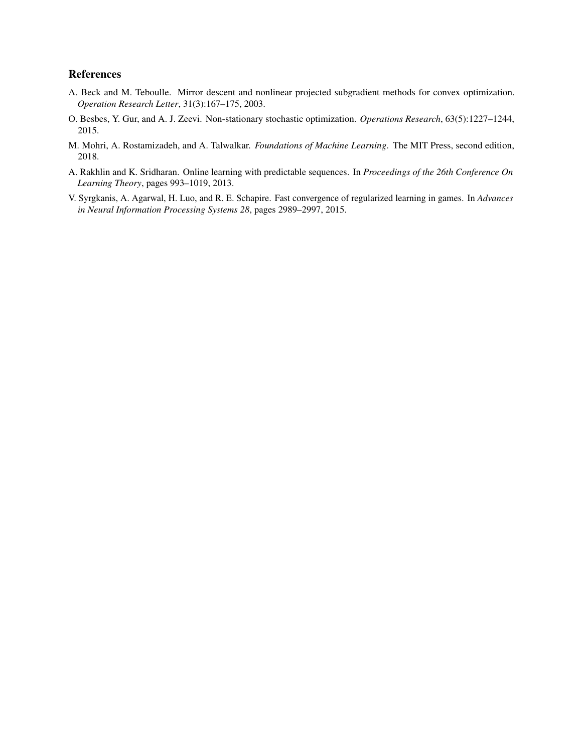## References

A. Beck and M. Teboulle. Mirror descent and nonlinear projected subgradient methods for convex optimization. *Operation Research Letter*, 31(3):167–175, 2003.

O. Besbes, Y. Gur, and A. J. Zeevi. Non-stationary stochastic optimization. *Operations Research*, 63(5):1227–1244, 2015.

M. Mohri, A. Rostamizadeh, and A. Talwalkar. *Foundations of Machine Learning*. The MIT Press, second edition, 2018.

A. Rakhlin and K. Sridharan. Online learning with predictable sequences. In *Proceedings of the 26th Conference On Learning Theory*, pages 993–1019, 2013.

V. Syrgkanis, A. Agarwal, H. Luo, and R. E. Schapire. Fast convergence of regularized learning in games. In *Advances in Neural Information Processing Systems 28*, pages 2989–2997, 2015.